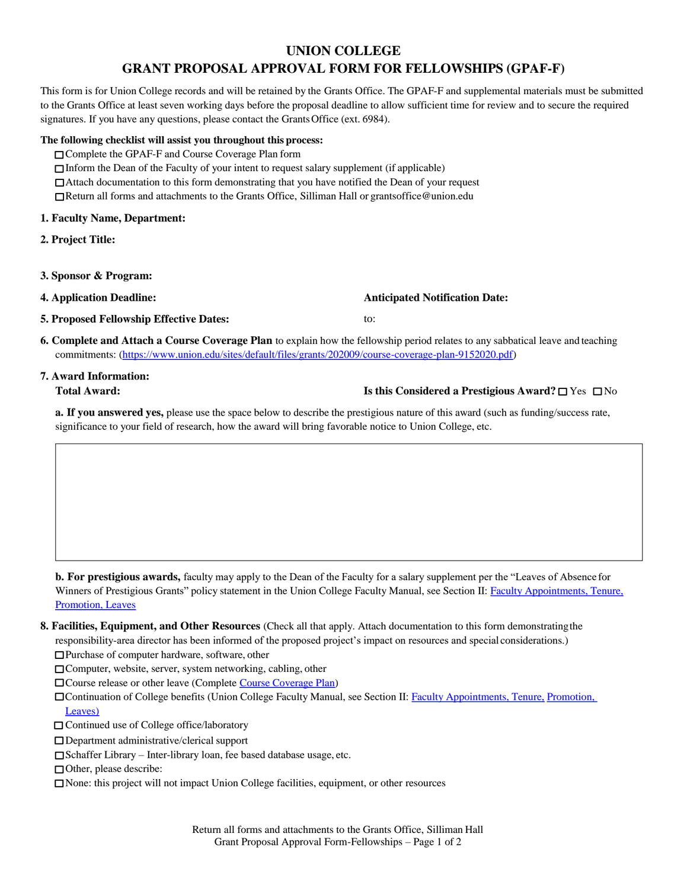# UNION COLLEGE
## GRANT PROPOSAL APPROVAL FORM FOR FELLOWSHIPS (GPAF-F)

This form is for Union College records and will be retained by the Grants Office. The GPAF-F and supplemental materials must be submitted to the Grants Office at least seven working days before the proposal deadline to allow sufficient time for review and to secure the required signatures. If you have any questions, please contact the Grants Office (ext. 6984).

**The following checklist will assist you throughout this process:**

- ☐ Complete the GPAF-F and Course Coverage Plan form
- ☐ Inform the Dean of the Faculty of your intent to request salary supplement (if applicable)
- ☐ Attach documentation to this form demonstrating that you have notified the Dean of your request
- ☐ Return all forms and attachments to the Grants Office, Silliman Hall or grantsoffice@union.edu

**1. Faculty Name, Department:**

**2. Project Title:**

**3. Sponsor & Program:**

**4. Application Deadline:** **Anticipated Notification Date:**

**5. Proposed Fellowship Effective Dates:** to:

**6. Complete and Attach a Course Coverage Plan** to explain how the fellowship period relates to any sabbatical leave and teaching commitments: (https://www.union.edu/sites/default/files/grants/202009/course-coverage-plan-9152020.pdf)

**7. Award Information:**

**Total Award:** **Is this Considered a Prestigious Award?** ☐ Yes ☐ No

**a. If you answered yes,** please use the space below to describe the prestigious nature of this award (such as funding/success rate, significance to your field of research, how the award will bring favorable notice to Union College, etc.

| |
|---|
| |

**b. For prestigious awards,** faculty may apply to the Dean of the Faculty for a salary supplement per the "Leaves of Absence for Winners of Prestigious Grants" policy statement in the Union College Faculty Manual, see Section II: Faculty Appointments, Tenure, Promotion, Leaves

**8. Facilities, Equipment, and Other Resources** (Check all that apply. Attach documentation to this form demonstrating the responsibility-area director has been informed of the proposed project's impact on resources and special considerations.)

- ☐ Purchase of computer hardware, software, other
- ☐ Computer, website, server, system networking, cabling, other
- ☐ Course release or other leave (Complete Course Coverage Plan)
- ☐ Continuation of College benefits (Union College Faculty Manual, see Section II: Faculty Appointments, Tenure, Promotion, Leaves)
- ☐ Continued use of College office/laboratory
- ☐ Department administrative/clerical support
- ☐ Schaffer Library – Inter-library loan, fee based database usage, etc.
- ☐ Other, please describe:
- ☐ None: this project will not impact Union College facilities, equipment, or other resources

Return all forms and attachments to the Grants Office, Silliman Hall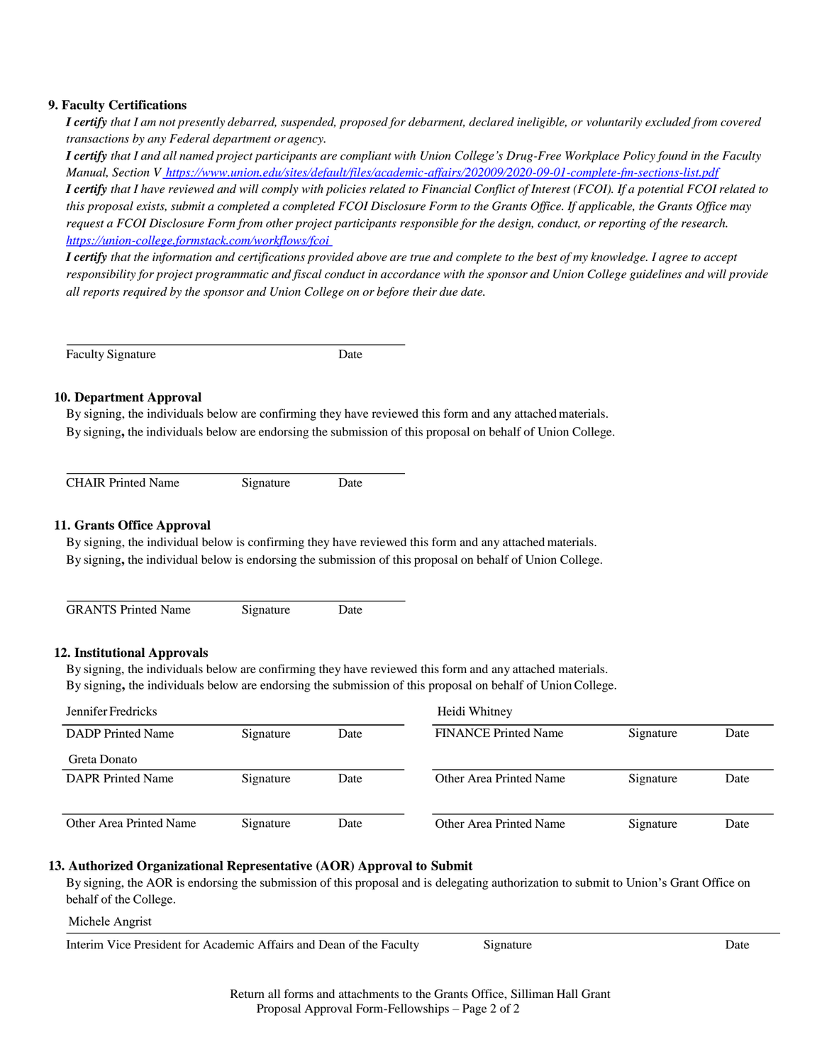**9. Faculty Certifications**

***I certify*** *that I am not presently debarred, suspended, proposed for debarment, declared ineligible, or voluntarily excluded from covered transactions by any Federal department or agency.*

***I certify*** *that I and all named project participants are compliant with Union College's Drug-Free Workplace Policy found in the Faculty Manual, Section V https://www.union.edu/sites/default/files/academic-affairs/202009/2020-09-01-complete-fm-sections-list.pdf*

***I certify*** *that I have reviewed and will comply with policies related to Financial Conflict of Interest (FCOI). If a potential FCOI related to this proposal exists, submit a completed a completed FCOI Disclosure Form to the Grants Office. If applicable, the Grants Office may request a FCOI Disclosure Form from other project participants responsible for the design, conduct, or reporting of the research. https://union-college.formstack.com/workflows/fcoi*

***I certify*** *that the information and certifications provided above are true and complete to the best of my knowledge. I agree to accept responsibility for project programmatic and fiscal conduct in accordance with the sponsor and Union College guidelines and will provide all reports required by the sponsor and Union College on or before their due date.*

______________________________________________

Faculty Signature Date

**10. Department Approval**

By signing, the individuals below are confirming they have reviewed this form and any attached materials.
By signing**,** the individuals below are endorsing the submission of this proposal on behalf of Union College.

______________________________________________

CHAIR Printed Name Signature Date

**11. Grants Office Approval**

By signing, the individual below is confirming they have reviewed this form and any attached materials.
By signing**,** the individual below is endorsing the submission of this proposal on behalf of Union College.

______________________________________________

GRANTS Printed Name Signature Date

**12. Institutional Approvals**

By signing, the individuals below are confirming they have reviewed this form and any attached materials.
By signing**,** the individuals below are endorsing the submission of this proposal on behalf of Union College.

Jennifer Fredricks

______________________________________________

DADP Printed Name Signature Date

Greta Donato

______________________________________________

DAPR Printed Name Signature Date

______________________________________________

Other Area Printed Name Signature Date

Heidi Whitney

______________________________________________

FINANCE Printed Name Signature Date

______________________________________________

Other Area Printed Name Signature Date

______________________________________________

Other Area Printed Name Signature Date

**13. Authorized Organizational Representative (AOR) Approval to Submit**

By signing, the AOR is endorsing the submission of this proposal and is delegating authorization to submit to Union's Grant Office on behalf of the College.

Michele Angrist

______________________________________________

Interim Vice President for Academic Affairs and Dean of the Faculty Signature Date

Return all forms and attachments to the Grants Office, Silliman Hall Grant Proposal Approval Form-Fellowships